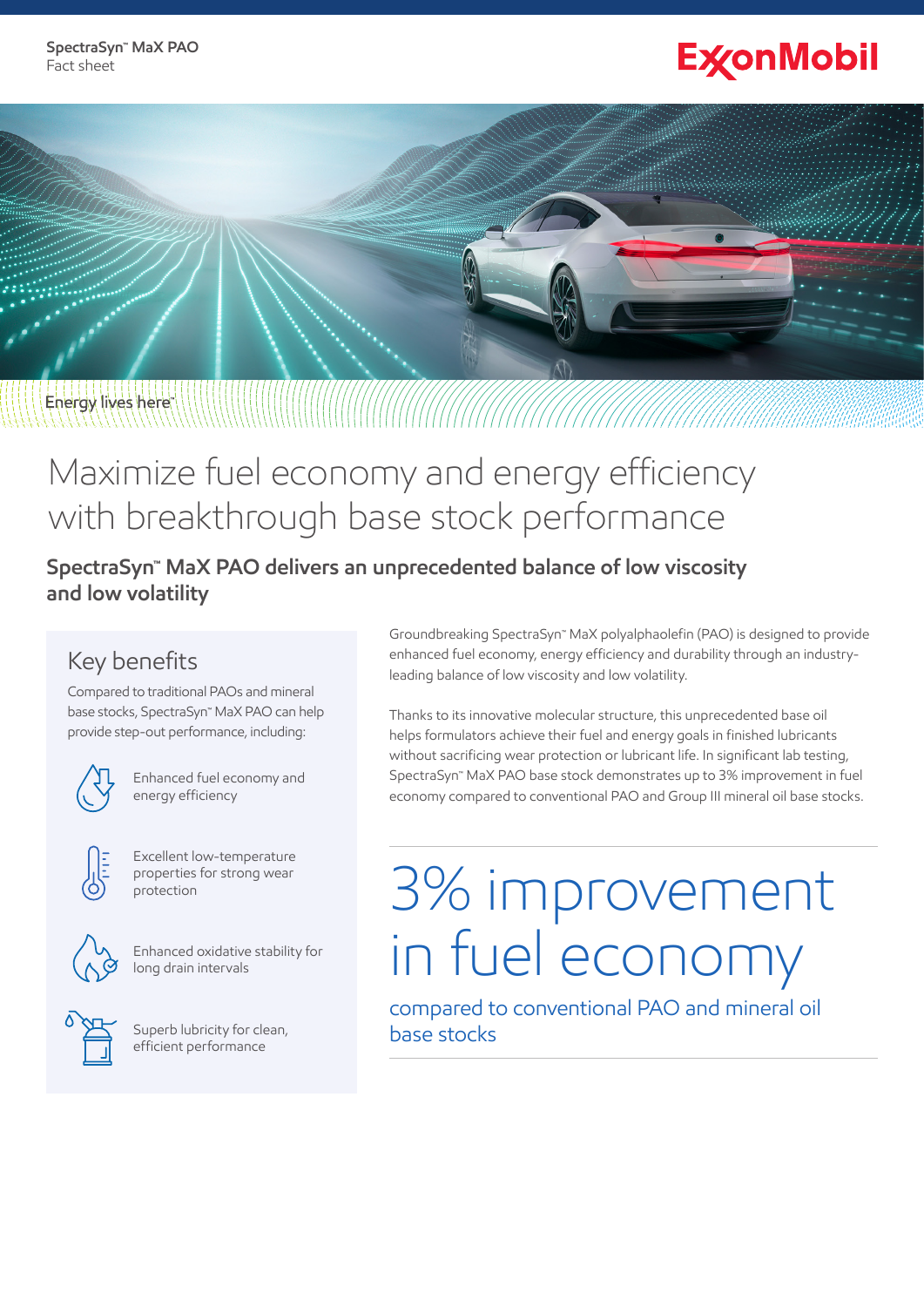SpectraSyn™ MaX PAO
Fact sheet

ExxonMobil

Energy lives here™

# Maximize fuel economy and energy efficiency with breakthrough base stock performance

## SpectraSyn™ MaX PAO delivers an unprecedented balance of low viscosity and low volatility

### Key benefits

Compared to traditional PAOs and mineral base stocks, SpectraSyn™ MaX PAO can help provide step-out performance, including:

- Enhanced fuel economy and energy efficiency
- Excellent low-temperature properties for strong wear protection
- Enhanced oxidative stability for long drain intervals
- Superb lubricity for clean, efficient performance

Groundbreaking SpectraSyn™ MaX polyalphaolefin (PAO) is designed to provide enhanced fuel economy, energy efficiency and durability through an industry-leading balance of low viscosity and low volatility.

Thanks to its innovative molecular structure, this unprecedented base oil helps formulators achieve their fuel and energy goals in finished lubricants without sacrificing wear protection or lubricant life. In significant lab testing, SpectraSyn™ MaX PAO base stock demonstrates up to 3% improvement in fuel economy compared to conventional PAO and Group III mineral oil base stocks.

# 3% improvement in fuel economy

compared to conventional PAO and mineral oil base stocks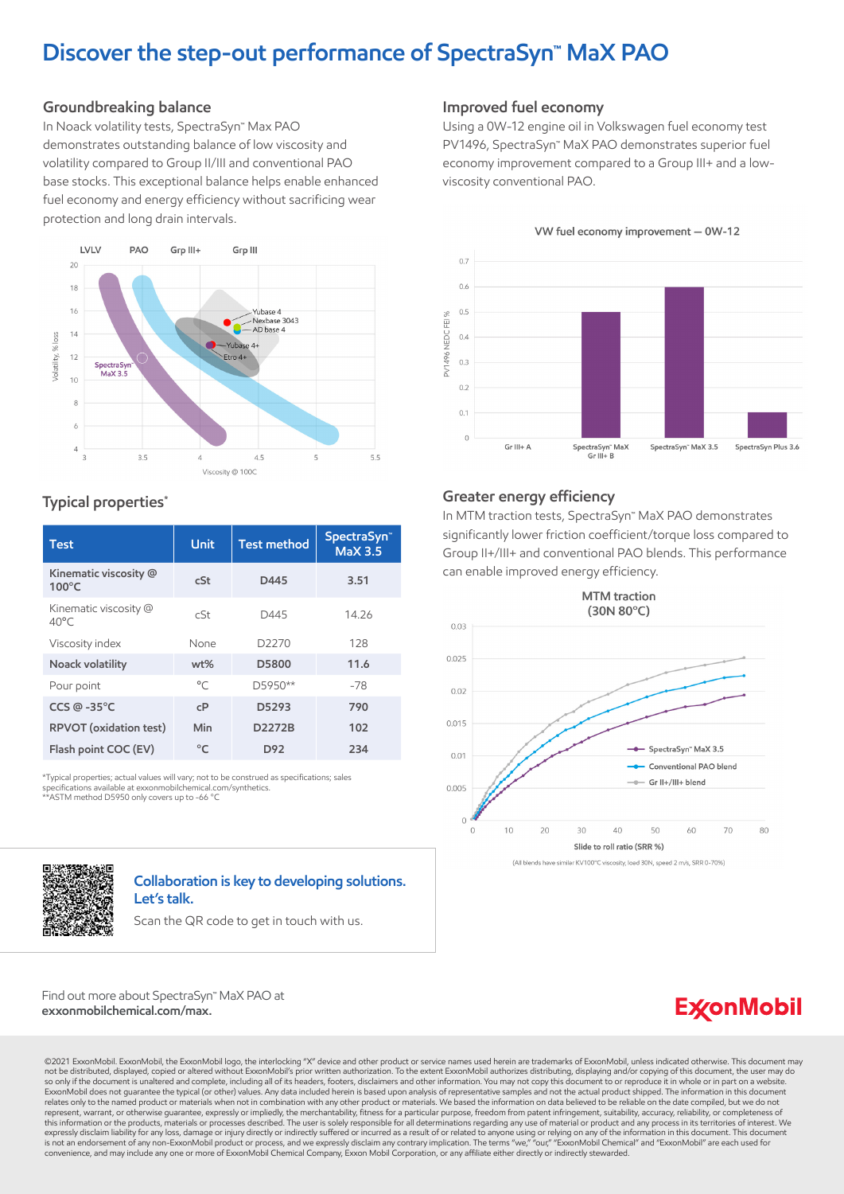# Discover the step-out performance of SpectraSyn™ MaX PAO

## Groundbreaking balance

In Noack volatility tests, SpectraSyn™ Max PAO demonstrates outstanding balance of low viscosity and volatility compared to Group II/III and conventional PAO base stocks. This exceptional balance helps enable enhanced fuel economy and energy efficiency without sacrificing wear protection and long drain intervals.

LVLV PAO Grp III+ Grp III

Yubase 4
Nexbase 3043
AD base 4
Yubase 4+
Etro 4+
SpectraSyn™ MaX 3.5

Volatility, % loss

20
18
16
14
12
10
8
6
4

3 3.5 4 4.5 5 5.5

Viscosity @ 100C

## Typical properties*

| Test | Unit | Test method | SpectraSyn™ MaX 3.5 |
|---|---|---|---|
| Kinematic viscosity @ 100°C | cSt | D445 | 3.51 |
| Kinematic viscosity @ 40°C | cSt | D445 | 14.26 |
| Viscosity index | None | D2270 | 128 |
| Noack volatility | wt% | D5800 | 11.6 |
| Pour point | °C | D5950** | -78 |
| CCS @ -35°C | cP | D5293 | 790 |
| RPVOT (oxidation test) | Min | D2272B | 102 |
| Flash point COC (EV) | °C | D92 | 234 |

*Typical properties; actual values will vary; not to be construed as specifications; sales specifications available at exxonmobilchemical.com/synthetics.
**ASTM method D5950 only covers up to -66 °C

## Improved fuel economy

Using a 0W-12 engine oil in Volkswagen fuel economy test PV1496, SpectraSyn™ MaX PAO demonstrates superior fuel economy improvement compared to a Group III+ and a low-viscosity conventional PAO.

VW fuel economy improvement — 0W-12

PV1496 NEDC FEI %

0.7
0.6
0.5
0.4
0.3
0.2
0.1
0

Gr III+ A
SpectraSyn™ MaX Gr III+ B
SpectraSyn™ MaX 3.5
SpectraSyn Plus 3.6

## Greater energy efficiency

In MTM traction tests, SpectraSyn™ MaX PAO demonstrates significantly lower friction coefficient/torque loss compared to Group II+/III+ and conventional PAO blends. This performance can enable improved energy efficiency.

MTM traction (30N 80°C)

0.03
0.025
0.02
0.015
0.01
0.005
0

0 10 20 30 40 50 60 70 80

Slide to roll ratio (SRR %)

SpectraSyn™ MaX 3.5
Conventional PAO blend
Gr II+/III+ blend

(All blends have similar KV100°C viscosity, load 30N, speed 2 m/s, SRR 0-70%)

**Collaboration is key to developing solutions. Let's talk.**

Scan the QR code to get in touch with us.

Find out more about SpectraSyn™ MaX PAO at **exxonmobilchemical.com/max.**

ExxonMobil

©2021 ExxonMobil. ExxonMobil, the ExxonMobil logo, the interlocking "X" device and other product or service names used herein are trademarks of ExxonMobil, unless indicated otherwise. This document may not be distributed, displayed, copied or altered without ExxonMobil's prior written authorization. To the extent ExxonMobil authorizes distributing, displaying and/or copying of this document, the user may do so only if the document is unaltered and complete, including all of its headers, footers, disclaimers and other information. You may not copy this document to or reproduce it in whole or in part on a website. ExxonMobil does not guarantee the typical (or other) values. Any data included herein is based upon analysis of representative samples and not the actual product shipped. The information in this document relates only to the named product or materials when not in combination with any other product or materials. We based the information on data believed to be reliable on the date compiled, but we do not represent, warrant, or otherwise guarantee, expressly or impliedly, the merchantability, fitness for a particular purpose, freedom from patent infringement, suitability, accuracy, reliability, or completeness of this information or the products, materials or processes described. The user is solely responsible for all determinations regarding any use of material or product and any process in its territories of interest. We expressly disclaim liability for any loss, damage or injury directly or indirectly suffered or incurred as a result of or related to anyone using or relying on any of the information in this document. This document is not an endorsement of any non-ExxonMobil product or process, and we expressly disclaim any contrary implication. The terms "we," "our," "ExxonMobil Chemical" and "ExxonMobil" are each used for convenience, and may include any one or more of ExxonMobil Chemical Company, Exxon Mobil Corporation, or any affiliate either directly or indirectly stewarded.